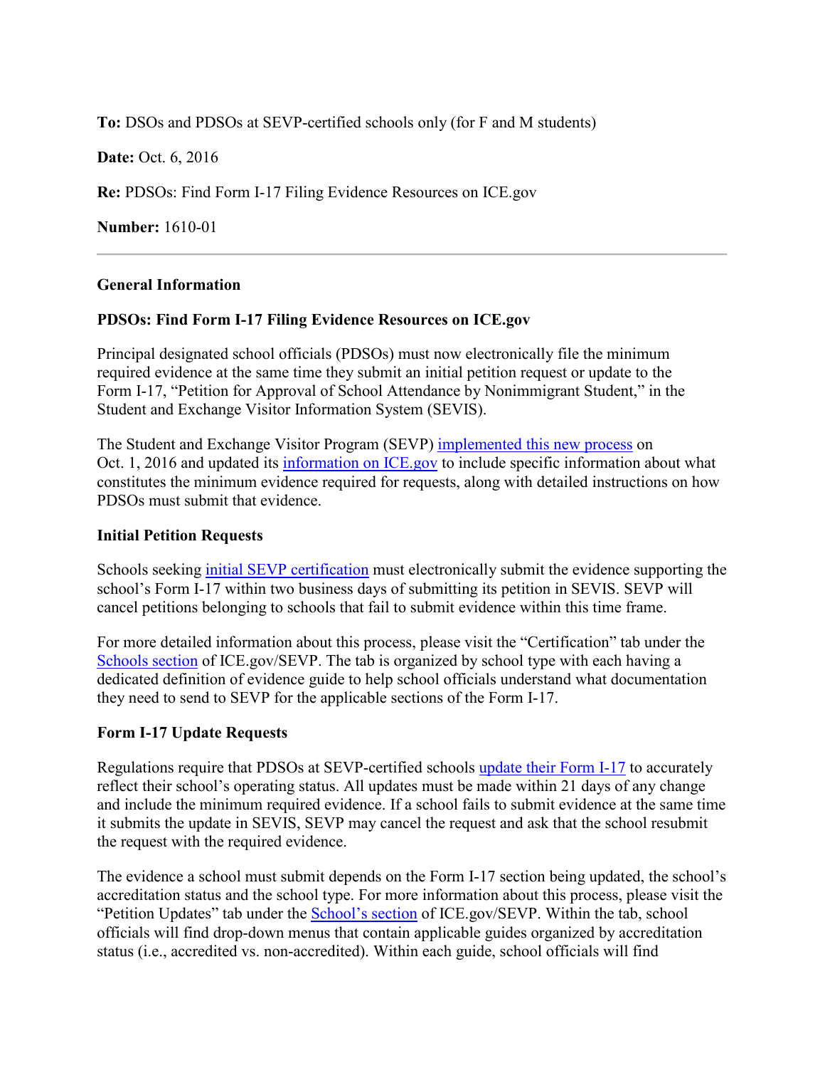**To:** DSOs and PDSOs at SEVP-certified schools only (for F and M students)

**Date:** Oct. 6, 2016

**Re:** PDSOs: Find Form I-17 Filing Evidence Resources on ICE.gov

**Number:** 1610-01

---

**General Information**

**PDSOs: Find Form I-17 Filing Evidence Resources on ICE.gov**

Principal designated school officials (PDSOs) must now electronically file the minimum required evidence at the same time they submit an initial petition request or update to the Form I-17, "Petition for Approval of School Attendance by Nonimmigrant Student," in the Student and Exchange Visitor Information System (SEVIS).

The Student and Exchange Visitor Program (SEVP) implemented this new process on Oct. 1, 2016 and updated its information on ICE.gov to include specific information about what constitutes the minimum evidence required for requests, along with detailed instructions on how PDSOs must submit that evidence.

**Initial Petition Requests**

Schools seeking initial SEVP certification must electronically submit the evidence supporting the school's Form I-17 within two business days of submitting its petition in SEVIS. SEVP will cancel petitions belonging to schools that fail to submit evidence within this time frame.

For more detailed information about this process, please visit the "Certification" tab under the Schools section of ICE.gov/SEVP. The tab is organized by school type with each having a dedicated definition of evidence guide to help school officials understand what documentation they need to send to SEVP for the applicable sections of the Form I-17.

**Form I-17 Update Requests**

Regulations require that PDSOs at SEVP-certified schools update their Form I-17 to accurately reflect their school's operating status. All updates must be made within 21 days of any change and include the minimum required evidence. If a school fails to submit evidence at the same time it submits the update in SEVIS, SEVP may cancel the request and ask that the school resubmit the request with the required evidence.

The evidence a school must submit depends on the Form I-17 section being updated, the school's accreditation status and the school type. For more information about this process, please visit the "Petition Updates" tab under the School's section of ICE.gov/SEVP. Within the tab, school officials will find drop-down menus that contain applicable guides organized by accreditation status (i.e., accredited vs. non-accredited). Within each guide, school officials will find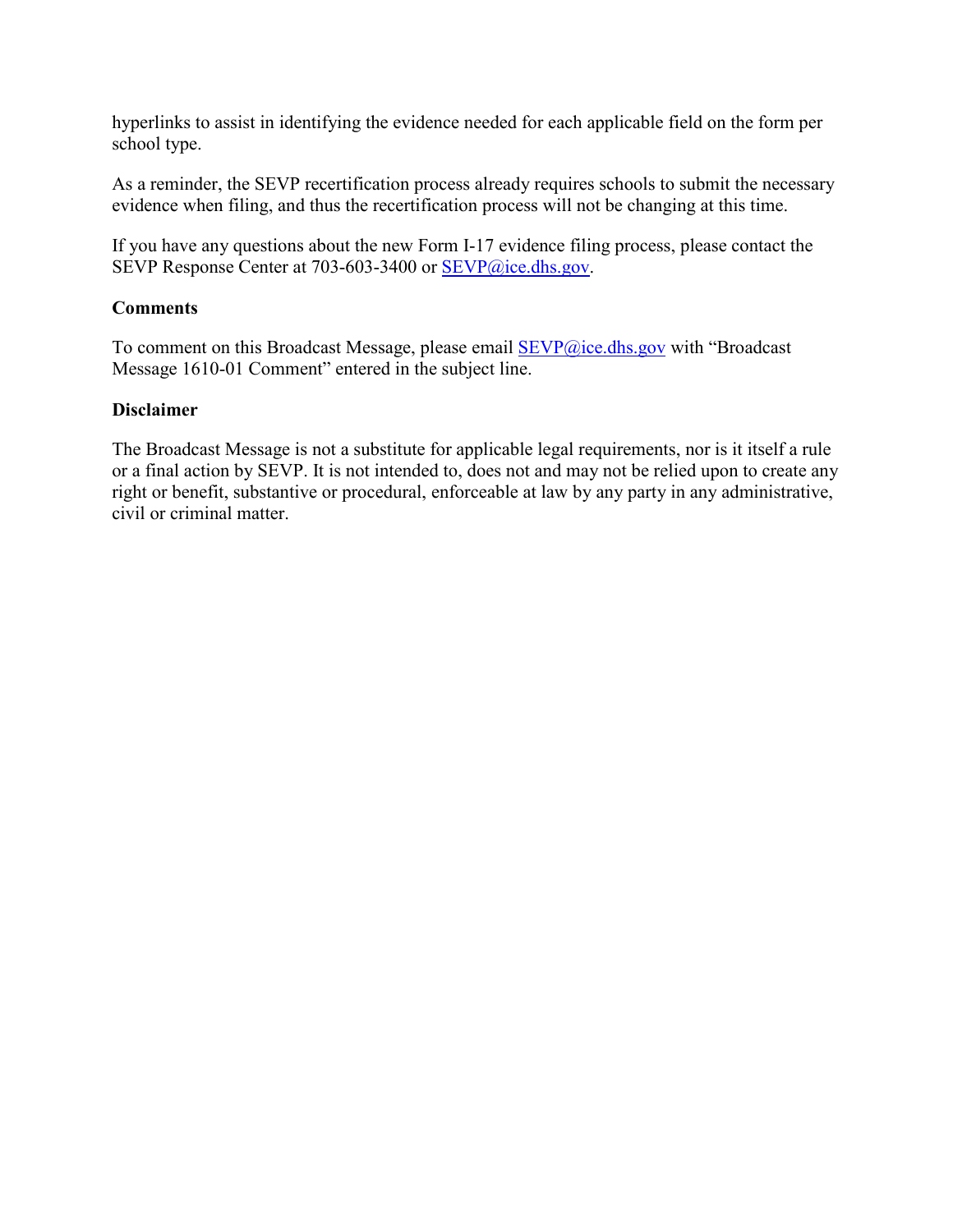hyperlinks to assist in identifying the evidence needed for each applicable field on the form per school type.

As a reminder, the SEVP recertification process already requires schools to submit the necessary evidence when filing, and thus the recertification process will not be changing at this time.

If you have any questions about the new Form I-17 evidence filing process, please contact the SEVP Response Center at 703-603-3400 or SEVP@ice.dhs.gov.

**Comments**

To comment on this Broadcast Message, please email SEVP@ice.dhs.gov with "Broadcast Message 1610-01 Comment" entered in the subject line.

**Disclaimer**

The Broadcast Message is not a substitute for applicable legal requirements, nor is it itself a rule or a final action by SEVP. It is not intended to, does not and may not be relied upon to create any right or benefit, substantive or procedural, enforceable at law by any party in any administrative, civil or criminal matter.